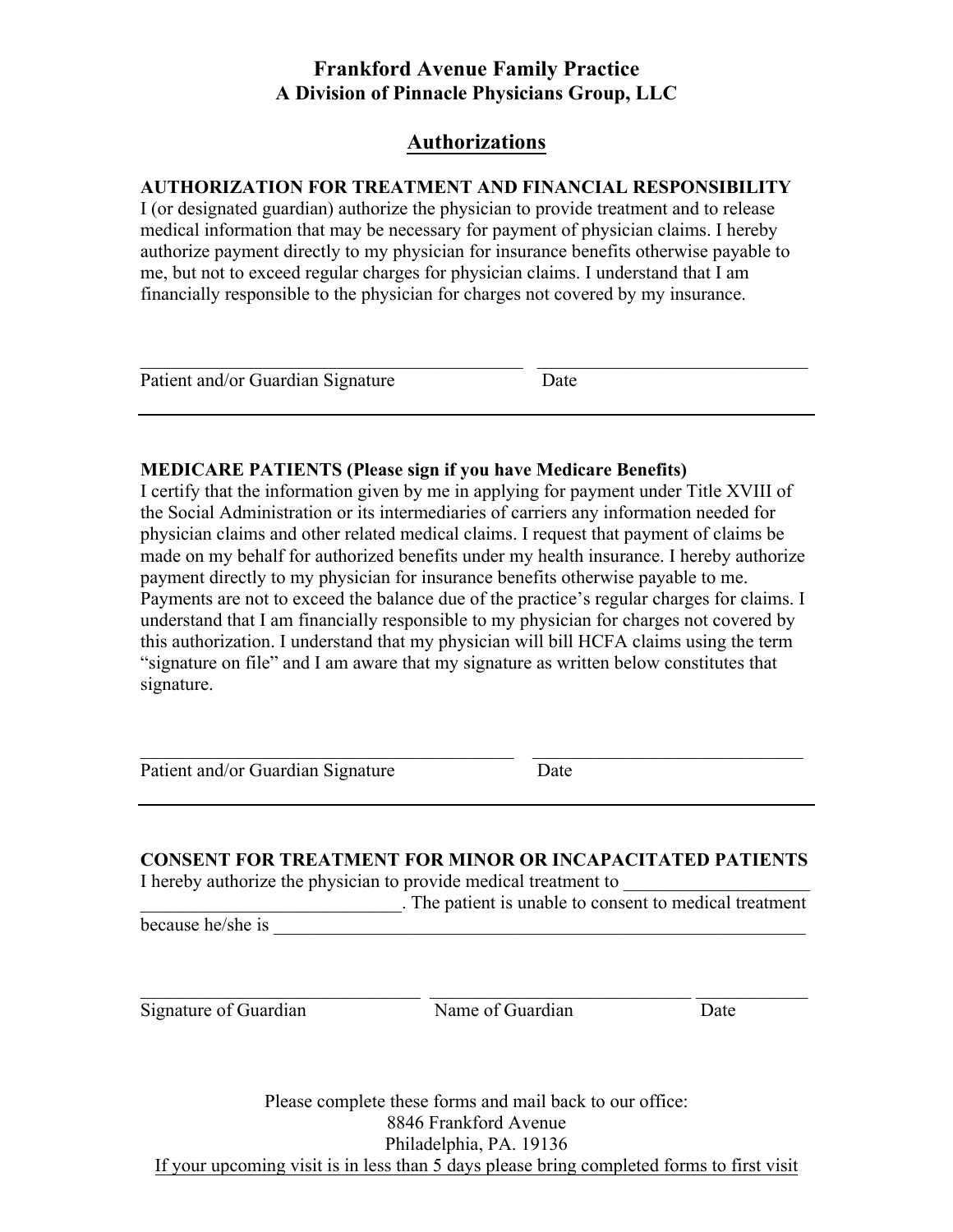# Frankford Avenue Family Practice
## A Division of Pinnacle Physicians Group, LLC

## Authorizations

**AUTHORIZATION FOR TREATMENT AND FINANCIAL RESPONSIBILITY**

I (or designated guardian) authorize the physician to provide treatment and to release medical information that may be necessary for payment of physician claims. I hereby authorize payment directly to my physician for insurance benefits otherwise payable to me, but not to exceed regular charges for physician claims. I understand that I am financially responsible to the physician for charges not covered by my insurance.

_______________________________________ _____________________________

Patient and/or Guardian Signature Date

---

**MEDICARE PATIENTS (Please sign if you have Medicare Benefits)**

I certify that the information given by me in applying for payment under Title XVIII of the Social Administration or its intermediaries of carriers any information needed for physician claims and other related medical claims. I request that payment of claims be made on my behalf for authorized benefits under my health insurance. I hereby authorize payment directly to my physician for insurance benefits otherwise payable to me. Payments are not to exceed the balance due of the practice's regular charges for claims. I understand that I am financially responsible to my physician for charges not covered by this authorization. I understand that my physician will bill HCFA claims using the term "signature on file" and I am aware that my signature as written below constitutes that signature.

_______________________________________ _____________________________

Patient and/or Guardian Signature Date

---

**CONSENT FOR TREATMENT FOR MINOR OR INCAPACITATED PATIENTS**

I hereby authorize the physician to provide medical treatment to ____________________
____________________________. The patient is unable to consent to medical treatment because he/she is ____________________________________________________________

______________________________ ____________________________ ____________

Signature of Guardian Name of Guardian Date

Please complete these forms and mail back to our office:
8846 Frankford Avenue
Philadelphia, PA. 19136
<u>If your upcoming visit is in less than 5 days please bring completed forms to first visit</u>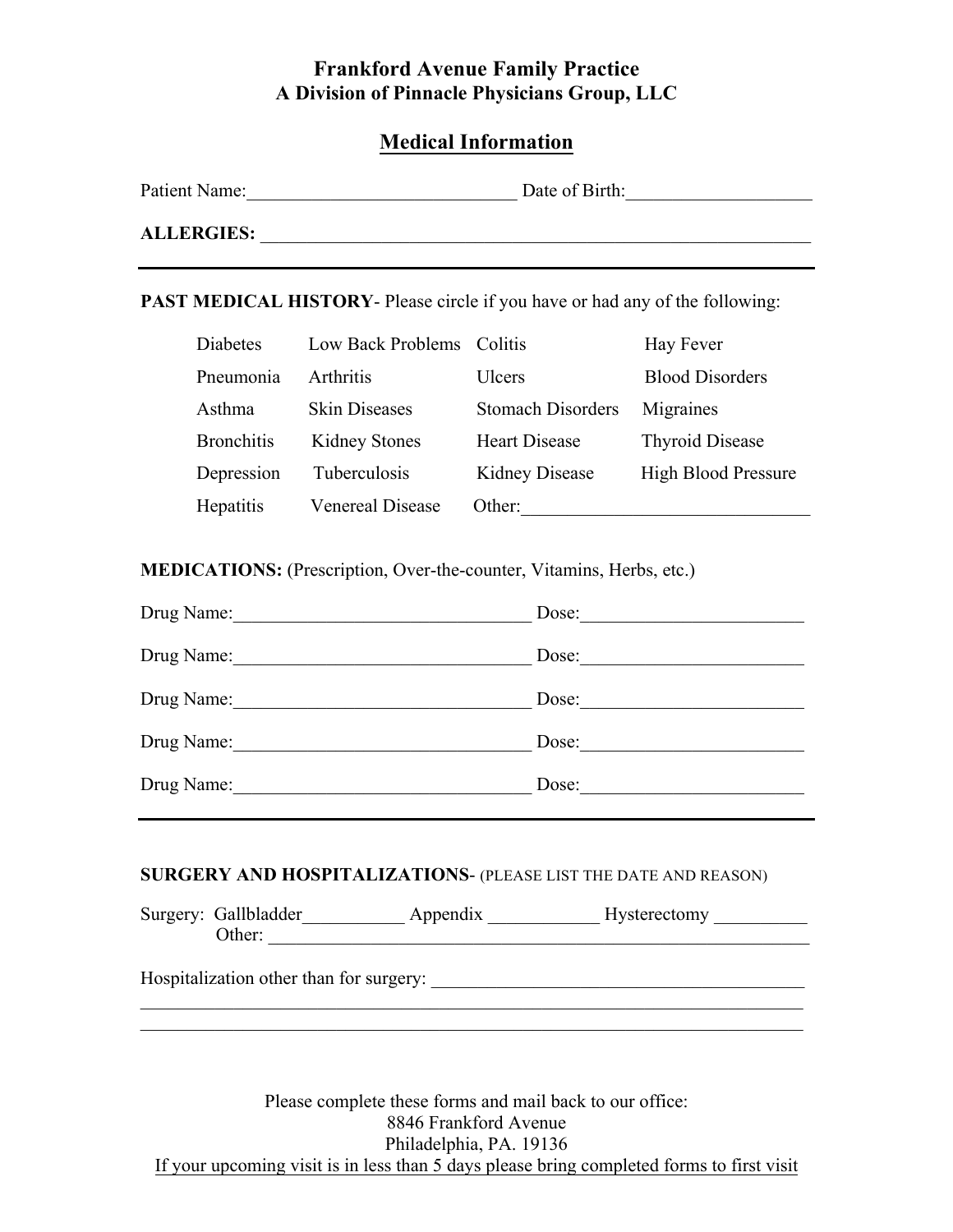# Frankford Avenue Family Practice
## A Division of Pinnacle Physicians Group, LLC

## Medical Information

Patient Name:____________________________ Date of Birth:___________________

**ALLERGIES:** ____________________________________________________________

---

**PAST MEDICAL HISTORY**- Please circle if you have or had any of the following:

| | | | |
|---|---|---|---|
| Diabetes | Low Back Problems | Colitis | Hay Fever |
| Pneumonia | Arthritis | Ulcers | Blood Disorders |
| Asthma | Skin Diseases | Stomach Disorders | Migraines |
| Bronchitis | Kidney Stones | Heart Disease | Thyroid Disease |
| Depression | Tuberculosis | Kidney Disease | High Blood Pressure |
| Hepatitis | Venereal Disease | Other:______________________________ | |

**MEDICATIONS:** (Prescription, Over-the-counter, Vitamins, Herbs, etc.)

Drug Name:_______________________________ Dose:________________________

Drug Name:_______________________________ Dose:________________________

Drug Name:_______________________________ Dose:________________________

Drug Name:_______________________________ Dose:________________________

Drug Name:_______________________________ Dose:________________________

---

**SURGERY AND HOSPITALIZATIONS**- (PLEASE LIST THE DATE AND REASON)

Surgery: Gallbladder___________ Appendix ____________ Hysterectomy __________
Other: ____________________________________________________________

Hospitalization other than for surgery: ________________________________________
________________________________________________________________________
________________________________________________________________________

Please complete these forms and mail back to our office:
8846 Frankford Avenue
Philadelphia, PA. 19136
If your upcoming visit is in less than 5 days please bring completed forms to first visit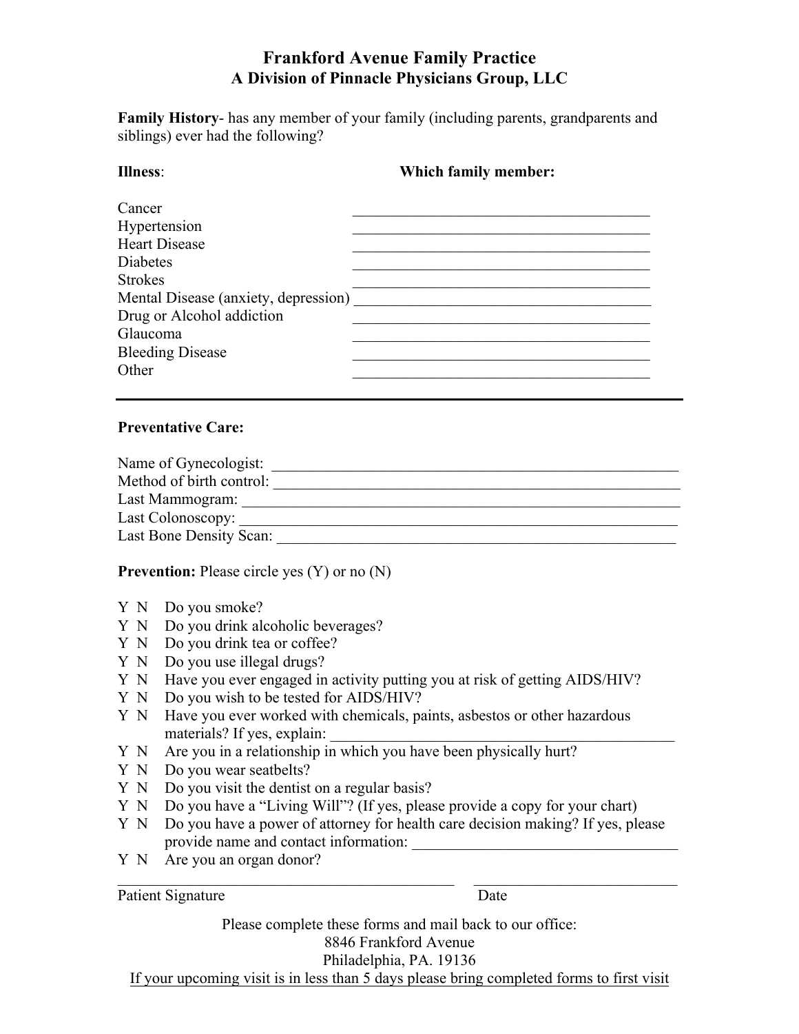# Frankford Avenue Family Practice
## A Division of Pinnacle Physicians Group, LLC

**Family History**- has any member of your family (including parents, grandparents and siblings) ever had the following?

| **Illness**: | **Which family member:** |
|---|---|
| Cancer | ________________________________________ |
| Hypertension | ________________________________________ |
| Heart Disease | ________________________________________ |
| Diabetes | ________________________________________ |
| Strokes | ________________________________________ |
| Mental Disease (anxiety, depression) | ________________________________________ |
| Drug or Alcohol addiction | ________________________________________ |
| Glaucoma | ________________________________________ |
| Bleeding Disease | ________________________________________ |
| Other | ________________________________________ |

---

**Preventative Care:**

Name of Gynecologist: ________________________________________________

Method of birth control: ________________________________________________

Last Mammogram: ________________________________________________

Last Colonoscopy: ________________________________________________

Last Bone Density Scan: ________________________________________________

**Prevention:** Please circle yes (Y) or no (N)

- Y N Do you smoke?
- Y N Do you drink alcoholic beverages?
- Y N Do you drink tea or coffee?
- Y N Do you use illegal drugs?
- Y N Have you ever engaged in activity putting you at risk of getting AIDS/HIV?
- Y N Do you wish to be tested for AIDS/HIV?
- Y N Have you ever worked with chemicals, paints, asbestos or other hazardous materials? If yes, explain: ________________________________________
- Y N Are you in a relationship in which you have been physically hurt?
- Y N Do you wear seatbelts?
- Y N Do you visit the dentist on a regular basis?
- Y N Do you have a "Living Will"? (If yes, please provide a copy for your chart)
- Y N Do you have a power of attorney for health care decision making? If yes, please provide name and contact information: ________________________________
- Y N Are you an organ donor?

____________________________________________ ________________________

Patient Signature Date

Please complete these forms and mail back to our office:
8846 Frankford Avenue
Philadelphia, PA. 19136

<u>If your upcoming visit is in less than 5 days please bring completed forms to first visit</u>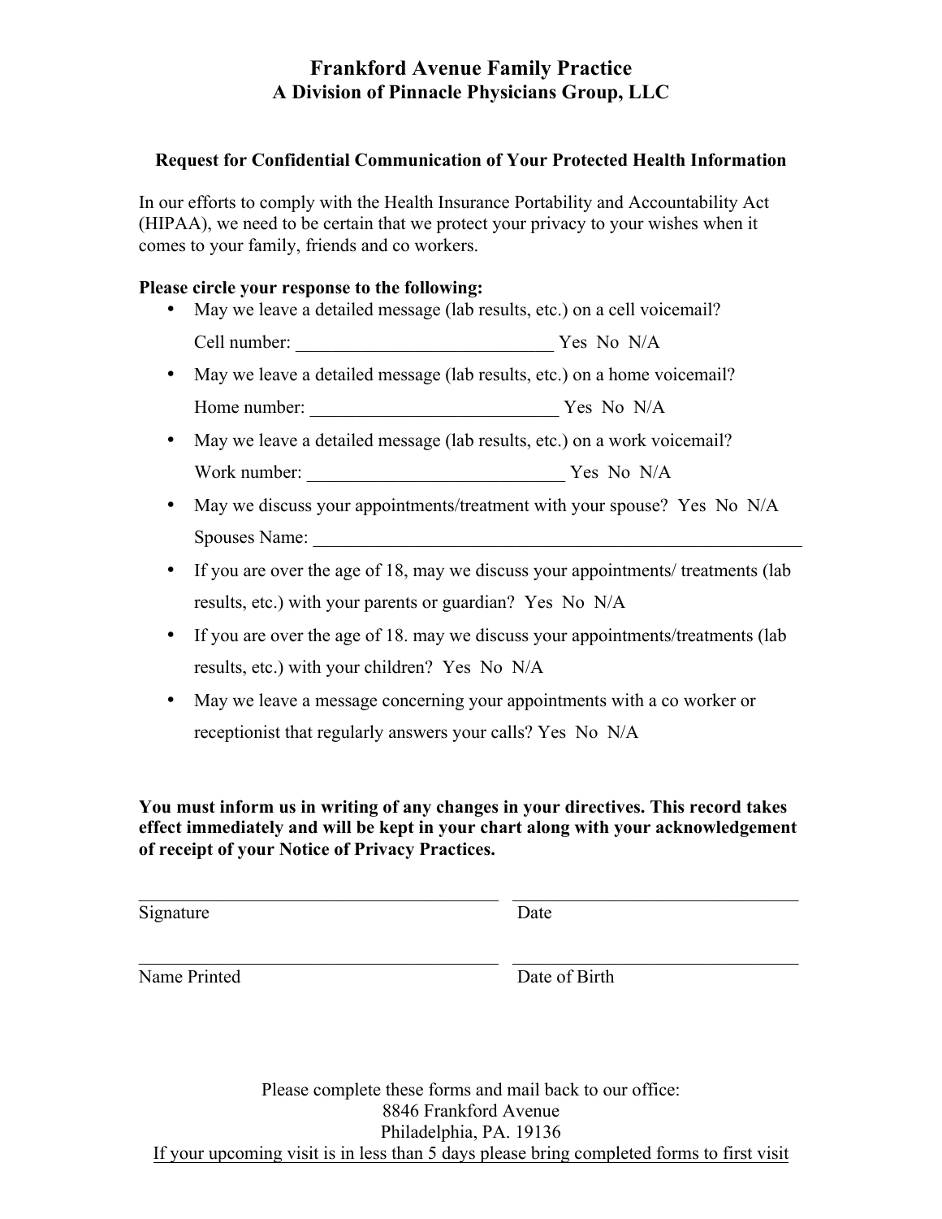# Frankford Avenue Family Practice
## A Division of Pinnacle Physicians Group, LLC

### Request for Confidential Communication of Your Protected Health Information

In our efforts to comply with the Health Insurance Portability and Accountability Act (HIPAA), we need to be certain that we protect your privacy to your wishes when it comes to your family, friends and co workers.

**Please circle your response to the following:**

- May we leave a detailed message (lab results, etc.) on a cell voicemail?
  Cell number: ____________________________ Yes No N/A
- May we leave a detailed message (lab results, etc.) on a home voicemail?
  Home number: ____________________________ Yes No N/A
- May we leave a detailed message (lab results, etc.) on a work voicemail?
  Work number: ____________________________ Yes No N/A
- May we discuss your appointments/treatment with your spouse? Yes No N/A
  Spouses Name: ________________________________________________________
- If you are over the age of 18, may we discuss your appointments/ treatments (lab results, etc.) with your parents or guardian? Yes No N/A
- If you are over the age of 18. may we discuss your appointments/treatments (lab results, etc.) with your children? Yes No N/A
- May we leave a message concerning your appointments with a co worker or receptionist that regularly answers your calls? Yes No N/A

**You must inform us in writing of any changes in your directives. This record takes effect immediately and will be kept in your chart along with your acknowledgement of receipt of your Notice of Privacy Practices.**

________________________________________ ______________________________
Signature Date

________________________________________ ______________________________
Name Printed Date of Birth

Please complete these forms and mail back to our office:
8846 Frankford Avenue
Philadelphia, PA. 19136
<u>If your upcoming visit is in less than 5 days please bring completed forms to first visit</u>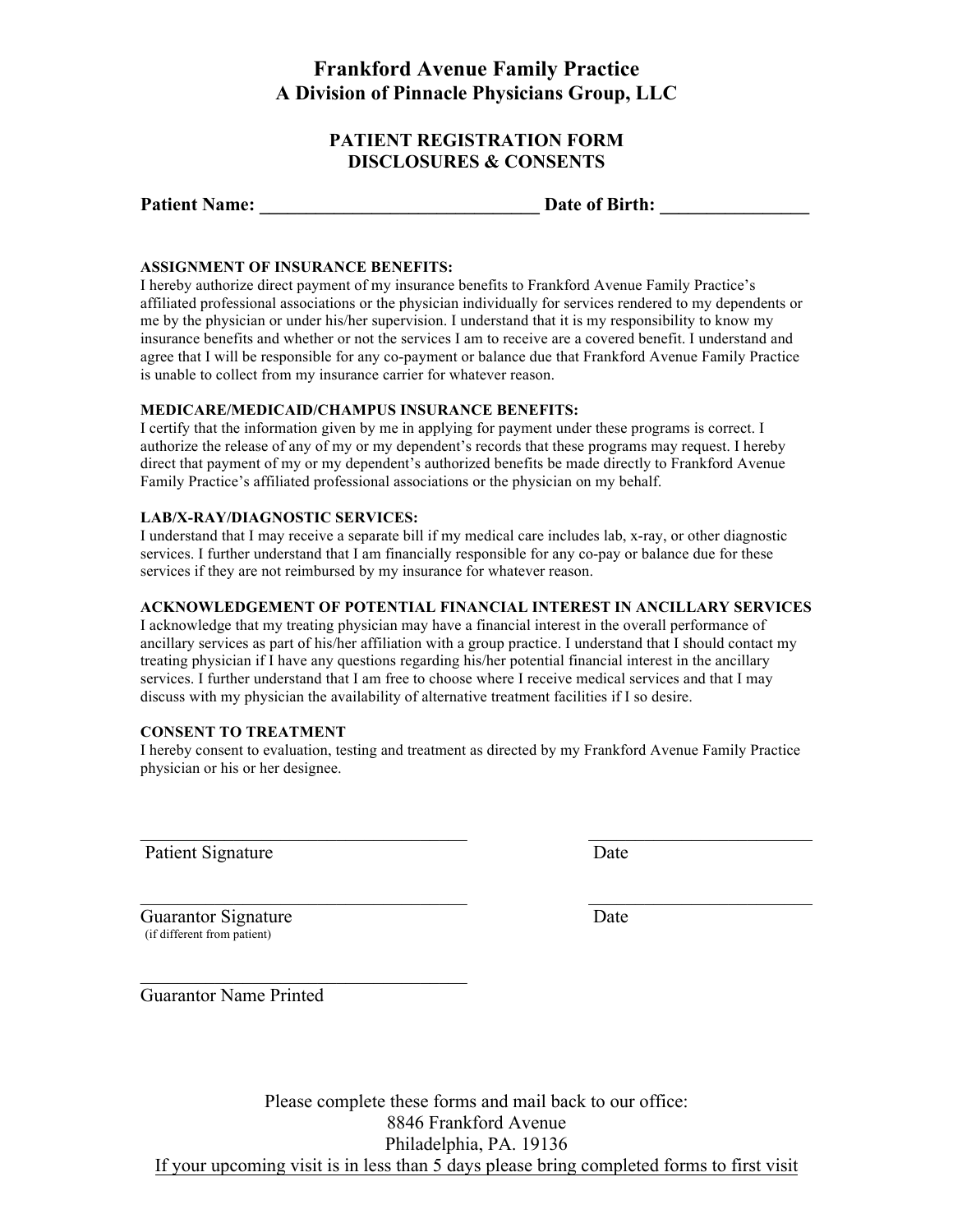# Frankford Avenue Family Practice
## A Division of Pinnacle Physicians Group, LLC

## PATIENT REGISTRATION FORM
## DISCLOSURES & CONSENTS

**Patient Name: ______________________________ Date of Birth: ________________**

**ASSIGNMENT OF INSURANCE BENEFITS:**
I hereby authorize direct payment of my insurance benefits to Frankford Avenue Family Practice's affiliated professional associations or the physician individually for services rendered to my dependents or me by the physician or under his/her supervision. I understand that it is my responsibility to know my insurance benefits and whether or not the services I am to receive are a covered benefit. I understand and agree that I will be responsible for any co-payment or balance due that Frankford Avenue Family Practice is unable to collect from my insurance carrier for whatever reason.

**MEDICARE/MEDICAID/CHAMPUS INSURANCE BENEFITS:**
I certify that the information given by me in applying for payment under these programs is correct. I authorize the release of any of my or my dependent's records that these programs may request. I hereby direct that payment of my or my dependent's authorized benefits be made directly to Frankford Avenue Family Practice's affiliated professional associations or the physician on my behalf.

**LAB/X-RAY/DIAGNOSTIC SERVICES:**
I understand that I may receive a separate bill if my medical care includes lab, x-ray, or other diagnostic services. I further understand that I am financially responsible for any co-pay or balance due for these services if they are not reimbursed by my insurance for whatever reason.

**ACKNOWLEDGEMENT OF POTENTIAL FINANCIAL INTEREST IN ANCILLARY SERVICES**
I acknowledge that my treating physician may have a financial interest in the overall performance of ancillary services as part of his/her affiliation with a group practice. I understand that I should contact my treating physician if I have any questions regarding his/her potential financial interest in the ancillary services. I further understand that I am free to choose where I receive medical services and that I may discuss with my physician the availability of alternative treatment facilities if I so desire.

**CONSENT TO TREATMENT**
I hereby consent to evaluation, testing and treatment as directed by my Frankford Avenue Family Practice physician or his or her designee.

_____________________________________ _________________________
Patient Signature Date

_____________________________________ _________________________
Guarantor Signature Date
(if different from patient)

_____________________________________
Guarantor Name Printed

Please complete these forms and mail back to our office:
8846 Frankford Avenue
Philadelphia, PA. 19136
If your upcoming visit is in less than 5 days please bring completed forms to first visit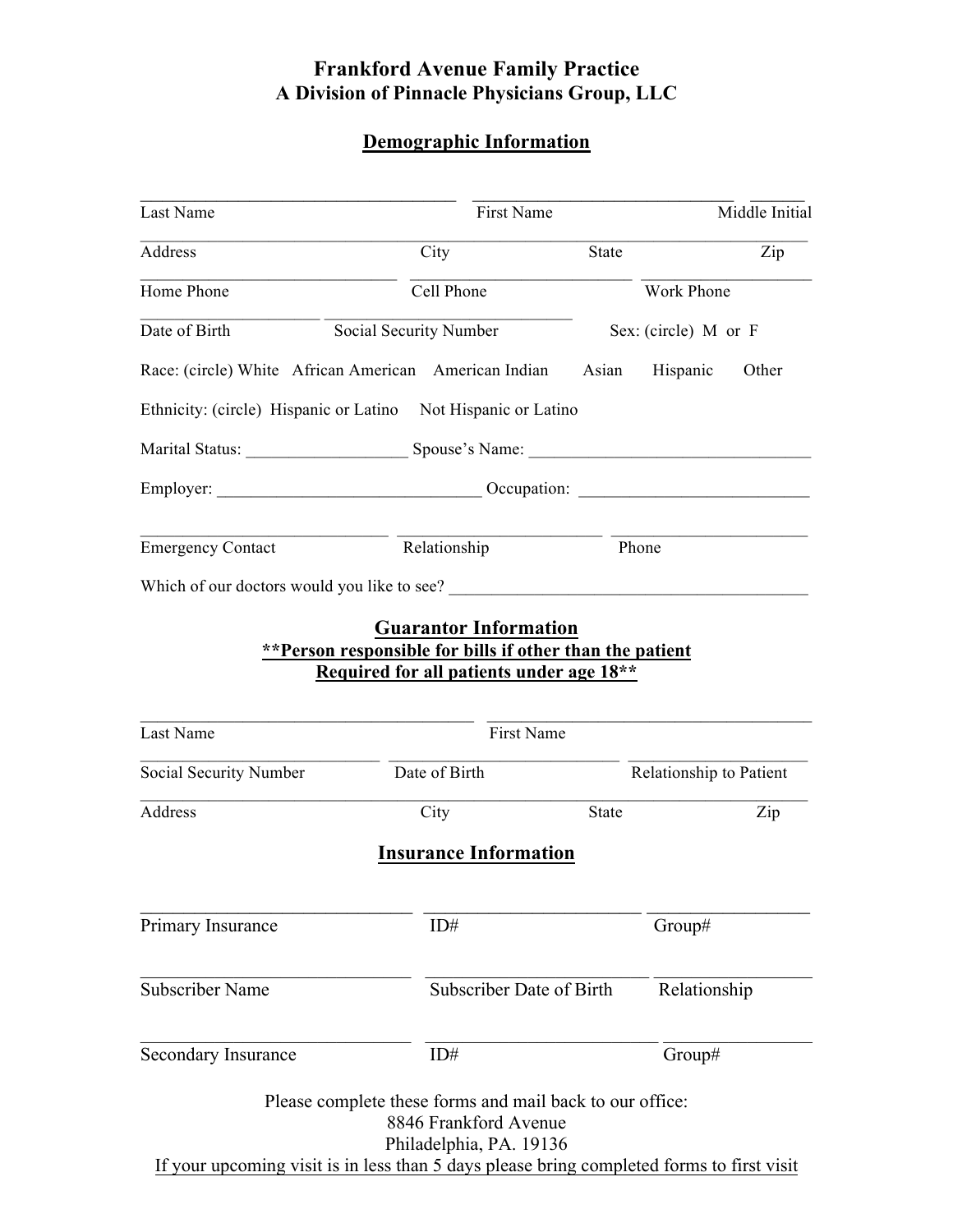# Frankford Avenue Family Practice
## A Division of Pinnacle Physicians Group, LLC

### Demographic Information

___________________________________ ____________________________ ______
Last Name First Name Middle Initial

__________________________________________________________________________
Address City State Zip

____________________________ ________________________ ___________________
Home Phone Cell Phone Work Phone

____________________ ___________________________
Date of Birth Social Security Number Sex: (circle) M or F

Race: (circle) White African American American Indian Asian Hispanic Other

Ethnicity: (circle) Hispanic or Latino Not Hispanic or Latino

Marital Status: __________________ Spouse's Name: ________________________________

Employer: ______________________________ Occupation: __________________________

_____________________________ _______________________ ______________________
Emergency Contact Relationship Phone

Which of our doctors would you like to see? __________________________________________

### Guarantor Information
**\*\*Person responsible for bills if other than the patient**
**Required for all patients under age 18\*\***

_____________________________________ _____________________________________
Last Name First Name

__________________________ _________________________ ____________________
Social Security Number Date of Birth Relationship to Patient

__________________________________________________________________________
Address City State Zip

### Insurance Information

______________________________ ________________________ __________________
Primary Insurance ID# Group#

______________________________ ________________________ __________________
Subscriber Name Subscriber Date of Birth Relationship

______________________________ ________________________ __________________
Secondary Insurance ID# Group#

Please complete these forms and mail back to our office:
8846 Frankford Avenue
Philadelphia, PA. 19136
If your upcoming visit is in less than 5 days please bring completed forms to first visit